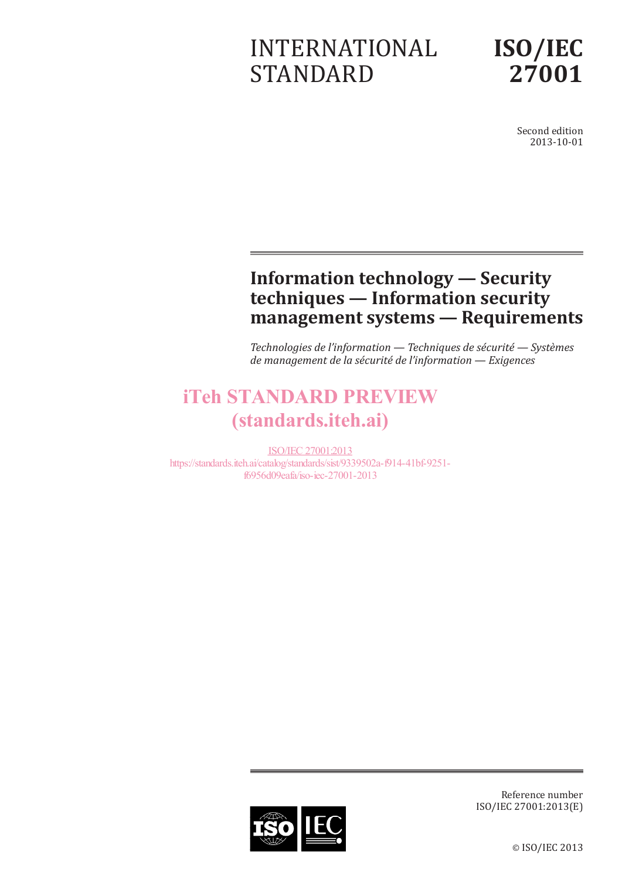# INTERNATIONAL STANDARD

# ISO/IEC 27001

Second edition
2013-10-01

## Information technology — Security techniques — Information security management systems — Requirements

*Technologies de l'information — Techniques de sécurité — Systèmes de management de la sécurité de l'information — Exigences*

iTeh STANDARD PREVIEW
(standards.iteh.ai)

ISO/IEC 27001:2013
https://standards.iteh.ai/catalog/standards/sist/9339502a-f914-41bf-9251-f6956d09eafa/iso-iec-27001-2013

Reference number
ISO/IEC 27001:2013(E)

© ISO/IEC 2013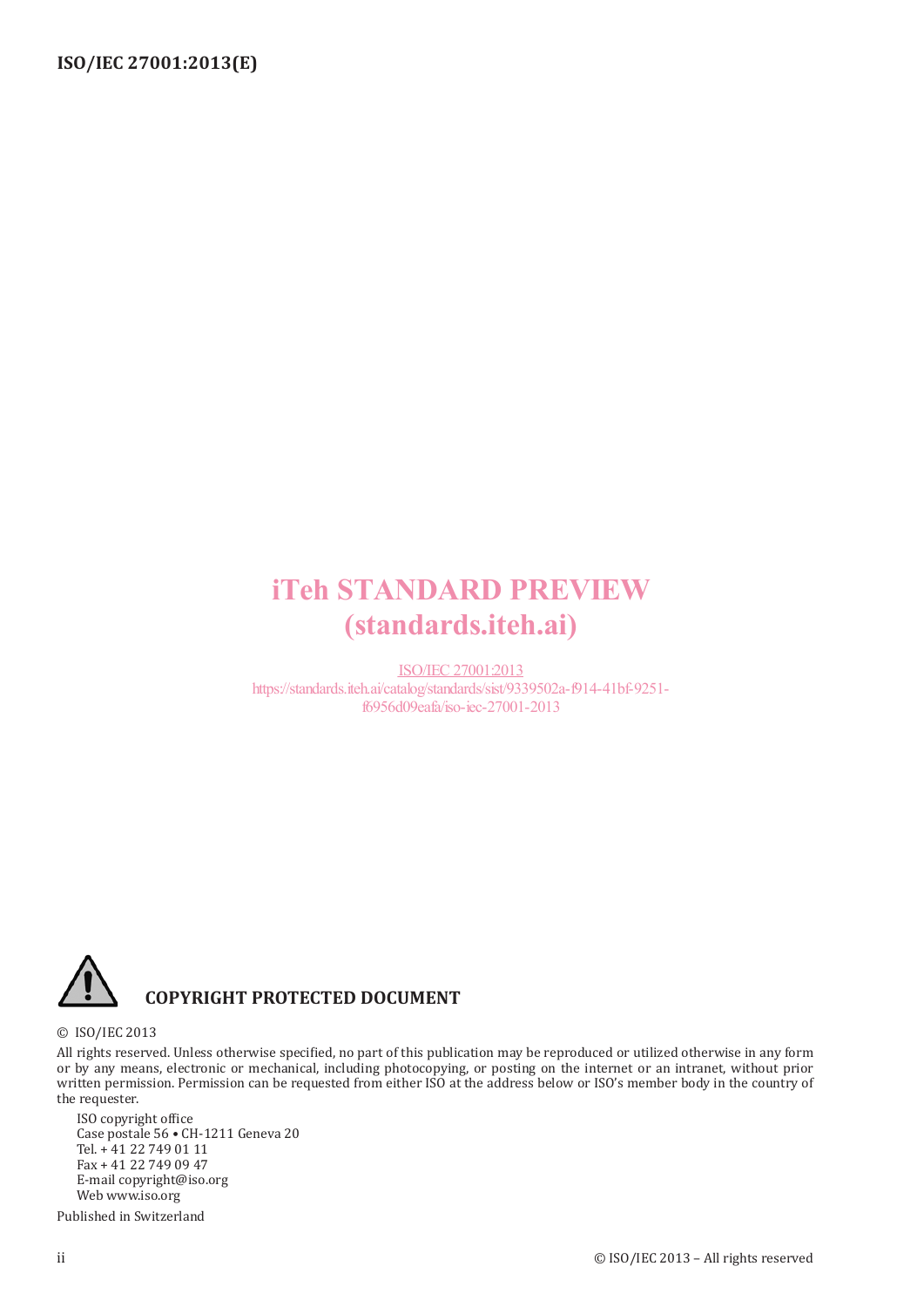iTeh STANDARD PREVIEW
(standards.iteh.ai)

ISO/IEC 27001:2013
https://standards.iteh.ai/catalog/standards/sist/9339502a-f914-41bf-9251-f6956d09eafa/iso-iec-27001-2013

**COPYRIGHT PROTECTED DOCUMENT**

© ISO/IEC 2013

All rights reserved. Unless otherwise specified, no part of this publication may be reproduced or utilized otherwise in any form or by any means, electronic or mechanical, including photocopying, or posting on the internet or an intranet, without prior written permission. Permission can be requested from either ISO at the address below or ISO's member body in the country of the requester.

ISO copyright office
Case postale 56 • CH-1211 Geneva 20
Tel. + 41 22 749 01 11
Fax + 41 22 749 09 47
E-mail copyright@iso.org
Web www.iso.org

Published in Switzerland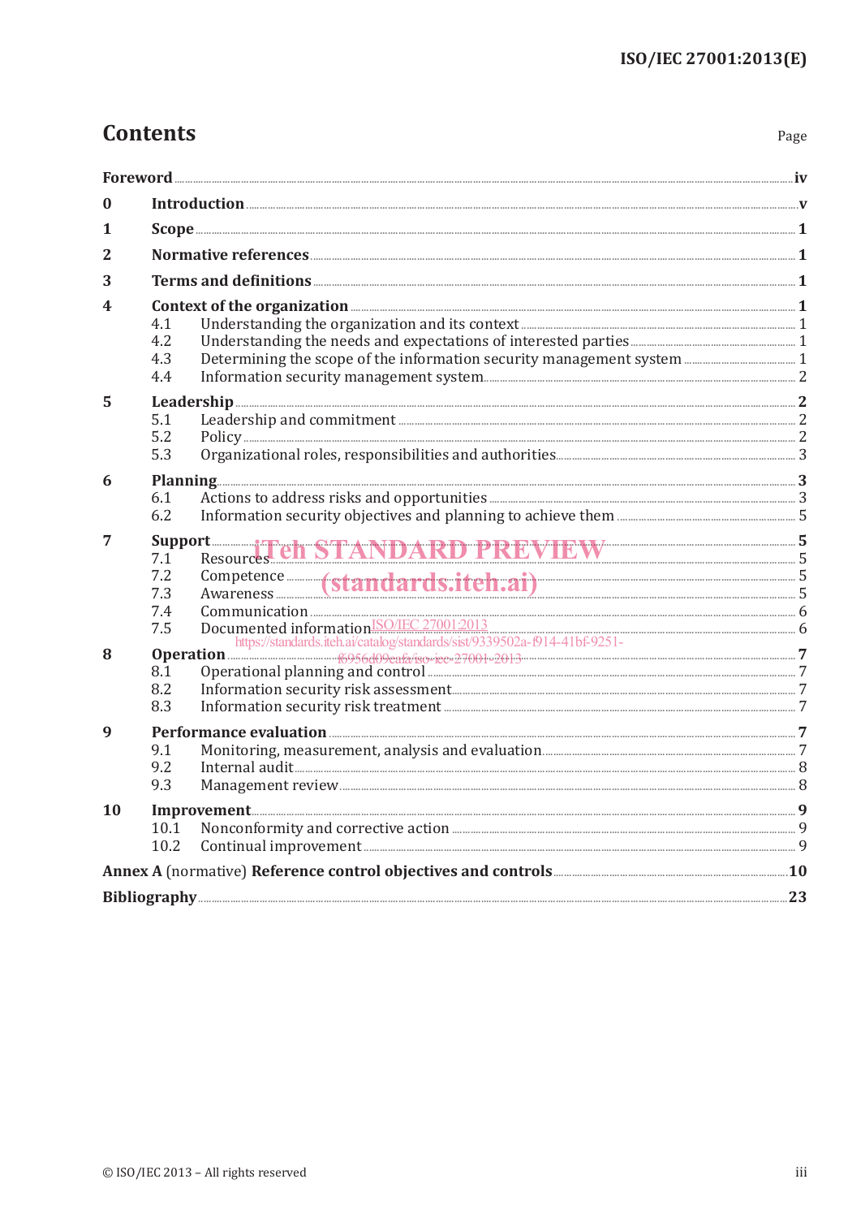# Contents

Page

| | | Page |
|---|---|---|
| **Foreword** | | **iv** |
| **0** | **Introduction** | **v** |
| **1** | **Scope** | **1** |
| **2** | **Normative references** | **1** |
| **3** | **Terms and definitions** | **1** |
| **4** | **Context of the organization** | **1** |
| | 4.1 Understanding the organization and its context | 1 |
| | 4.2 Understanding the needs and expectations of interested parties | 1 |
| | 4.3 Determining the scope of the information security management system | 1 |
| | 4.4 Information security management system | 2 |
| **5** | **Leadership** | **2** |
| | 5.1 Leadership and commitment | 2 |
| | 5.2 Policy | 2 |
| | 5.3 Organizational roles, responsibilities and authorities | 3 |
| **6** | **Planning** | **3** |
| | 6.1 Actions to address risks and opportunities | 3 |
| | 6.2 Information security objectives and planning to achieve them | 5 |
| **7** | **Support** | **5** |
| | 7.1 Resources | 5 |
| | 7.2 Competence | 5 |
| | 7.3 Awareness | 5 |
| | 7.4 Communication | 6 |
| | 7.5 Documented information | 6 |
| **8** | **Operation** | **7** |
| | 8.1 Operational planning and control | 7 |
| | 8.2 Information security risk assessment | 7 |
| | 8.3 Information security risk treatment | 7 |
| **9** | **Performance evaluation** | **7** |
| | 9.1 Monitoring, measurement, analysis and evaluation | 7 |
| | 9.2 Internal audit | 8 |
| | 9.3 Management review | 8 |
| **10** | **Improvement** | **9** |
| | 10.1 Nonconformity and corrective action | 9 |
| | 10.2 Continual improvement | 9 |
| **Annex A** (normative) **Reference control objectives and controls** | | **10** |
| **Bibliography** | | **23** |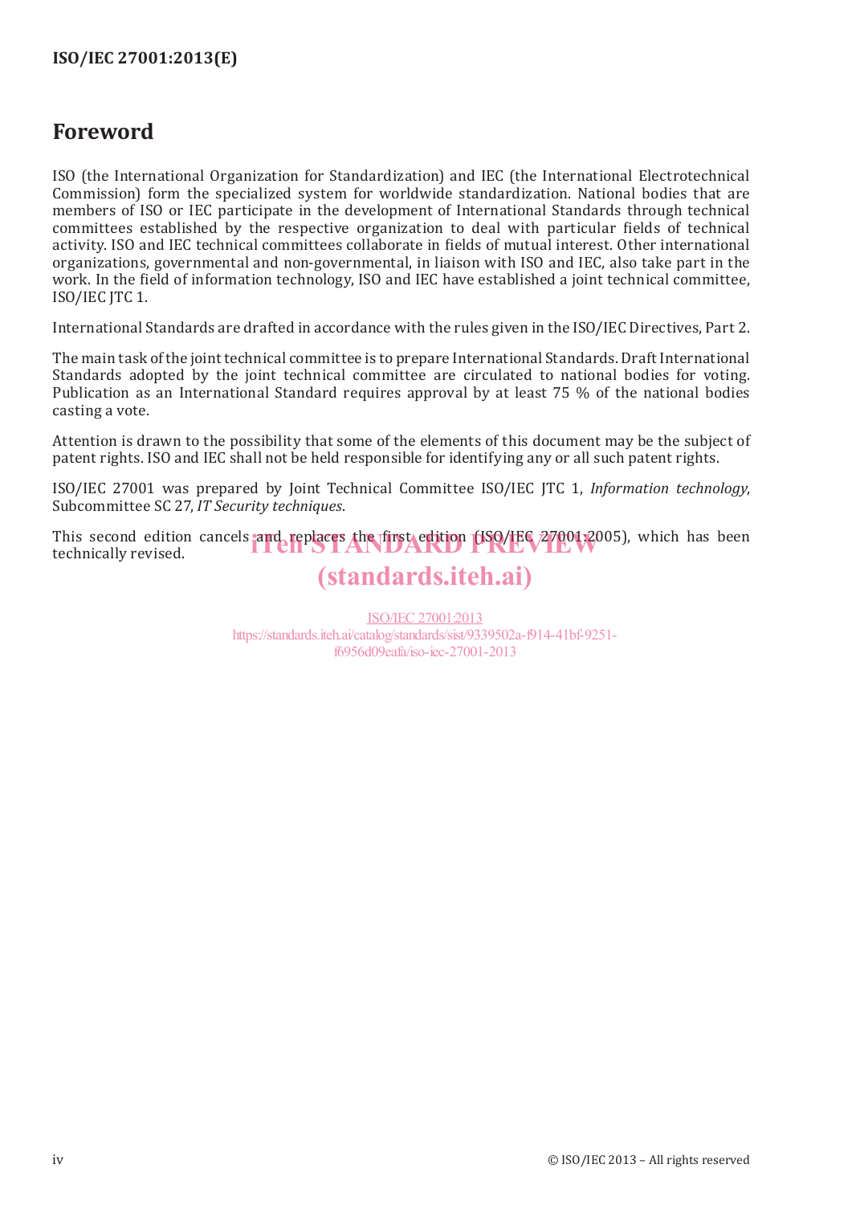# Foreword

ISO (the International Organization for Standardization) and IEC (the International Electrotechnical Commission) form the specialized system for worldwide standardization. National bodies that are members of ISO or IEC participate in the development of International Standards through technical committees established by the respective organization to deal with particular fields of technical activity. ISO and IEC technical committees collaborate in fields of mutual interest. Other international organizations, governmental and non-governmental, in liaison with ISO and IEC, also take part in the work. In the field of information technology, ISO and IEC have established a joint technical committee, ISO/IEC JTC 1.

International Standards are drafted in accordance with the rules given in the ISO/IEC Directives, Part 2.

The main task of the joint technical committee is to prepare International Standards. Draft International Standards adopted by the joint technical committee are circulated to national bodies for voting. Publication as an International Standard requires approval by at least 75 % of the national bodies casting a vote.

Attention is drawn to the possibility that some of the elements of this document may be the subject of patent rights. ISO and IEC shall not be held responsible for identifying any or all such patent rights.

ISO/IEC 27001 was prepared by Joint Technical Committee ISO/IEC JTC 1, *Information technology*, Subcommittee SC 27, *IT Security techniques*.

This second edition cancels and replaces the first edition (ISO/IEC 27001:2005), which has been technically revised.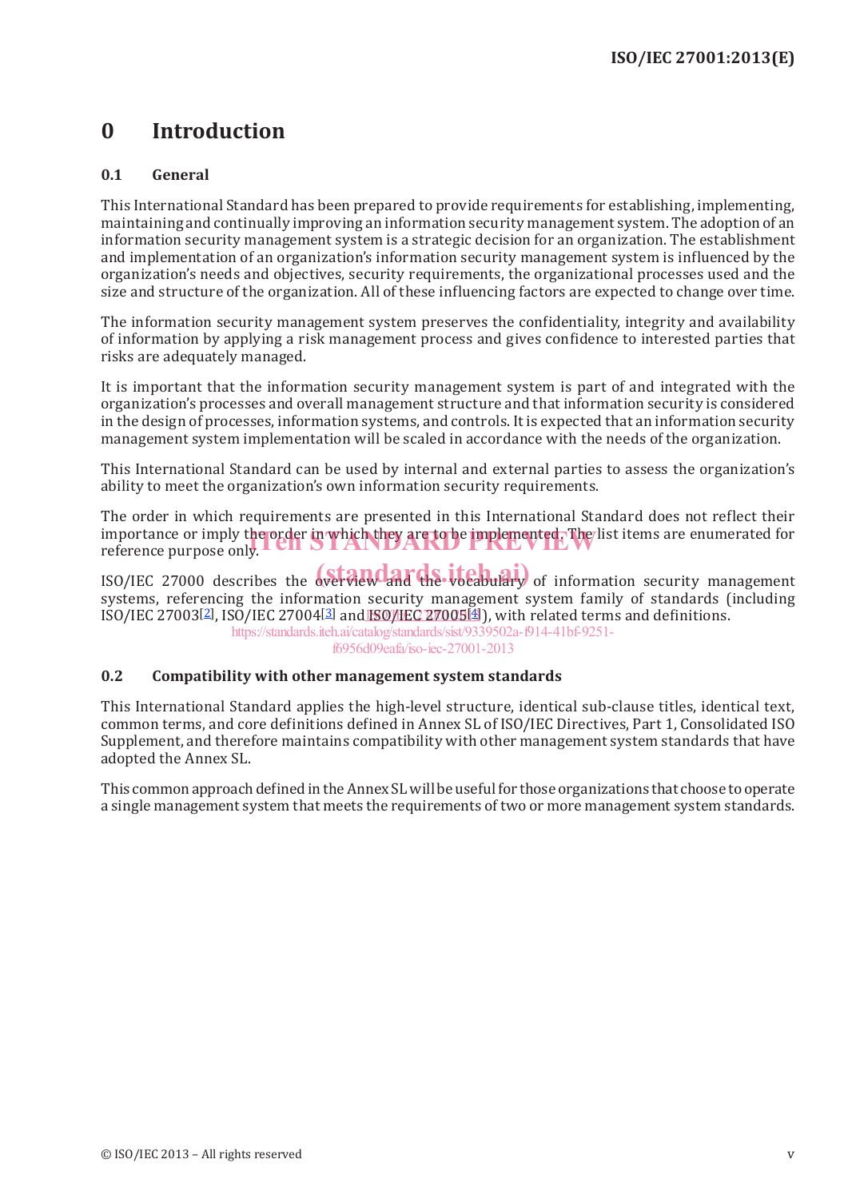# 0 Introduction

## 0.1 General

This International Standard has been prepared to provide requirements for establishing, implementing, maintaining and continually improving an information security management system. The adoption of an information security management system is a strategic decision for an organization. The establishment and implementation of an organization's information security management system is influenced by the organization's needs and objectives, security requirements, the organizational processes used and the size and structure of the organization. All of these influencing factors are expected to change over time.

The information security management system preserves the confidentiality, integrity and availability of information by applying a risk management process and gives confidence to interested parties that risks are adequately managed.

It is important that the information security management system is part of and integrated with the organization's processes and overall management structure and that information security is considered in the design of processes, information systems, and controls. It is expected that an information security management system implementation will be scaled in accordance with the needs of the organization.

This International Standard can be used by internal and external parties to assess the organization's ability to meet the organization's own information security requirements.

The order in which requirements are presented in this International Standard does not reflect their importance or imply the order in which they are to be implemented. The list items are enumerated for reference purpose only.

ISO/IEC 27000 describes the overview and the vocabulary of information security management systems, referencing the information security management system family of standards (including ISO/IEC 27003[2], ISO/IEC 27004[3] and ISO/IEC 27005[4]), with related terms and definitions.

## 0.2 Compatibility with other management system standards

This International Standard applies the high-level structure, identical sub-clause titles, identical text, common terms, and core definitions defined in Annex SL of ISO/IEC Directives, Part 1, Consolidated ISO Supplement, and therefore maintains compatibility with other management system standards that have adopted the Annex SL.

This common approach defined in the Annex SL will be useful for those organizations that choose to operate a single management system that meets the requirements of two or more management system standards.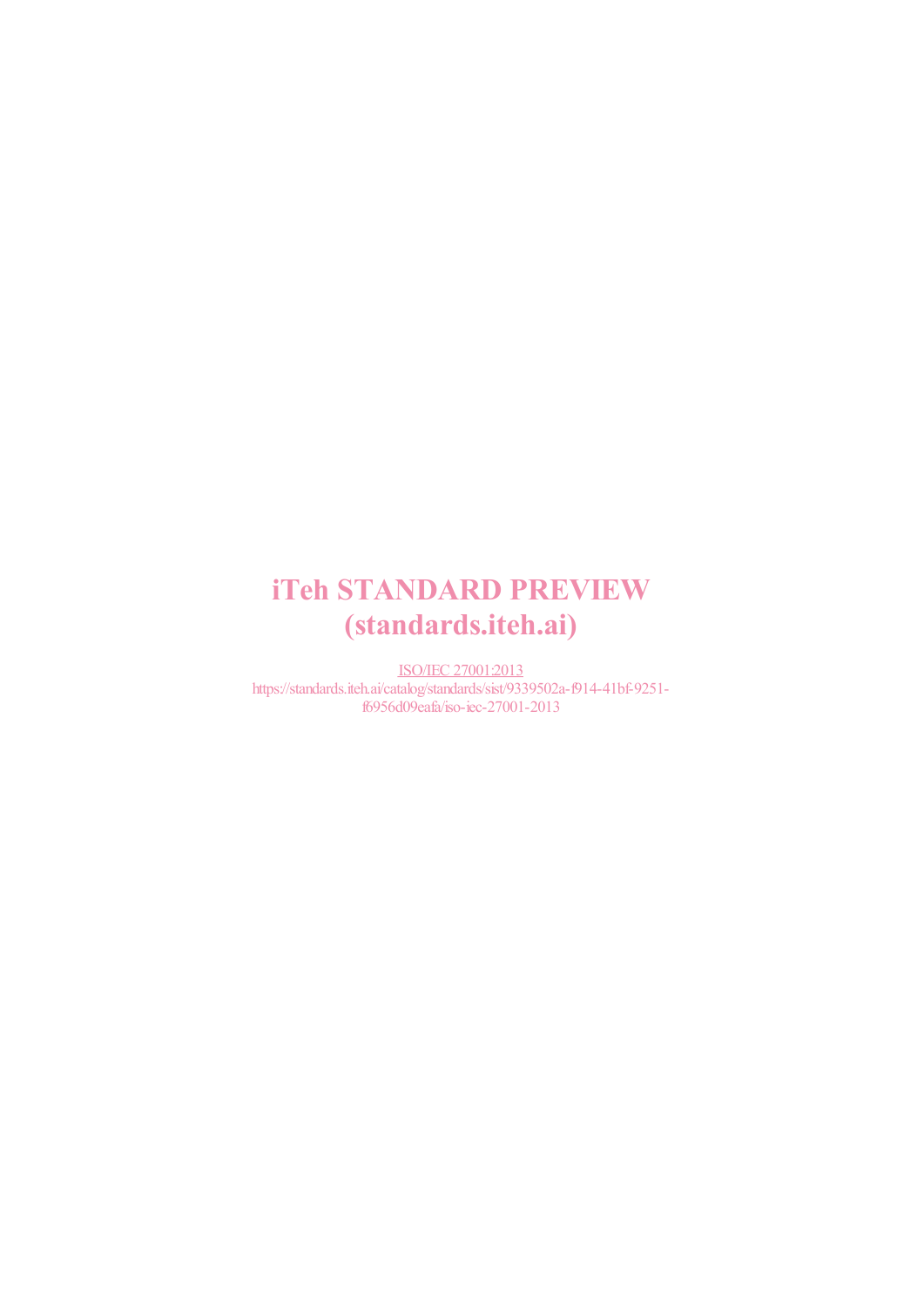iTeh STANDARD PREVIEW
(standards.iteh.ai)

ISO/IEC 27001:2013
https://standards.iteh.ai/catalog/standards/sist/9339502a-f914-41bf-9251-f6956d09eafa/iso-iec-27001-2013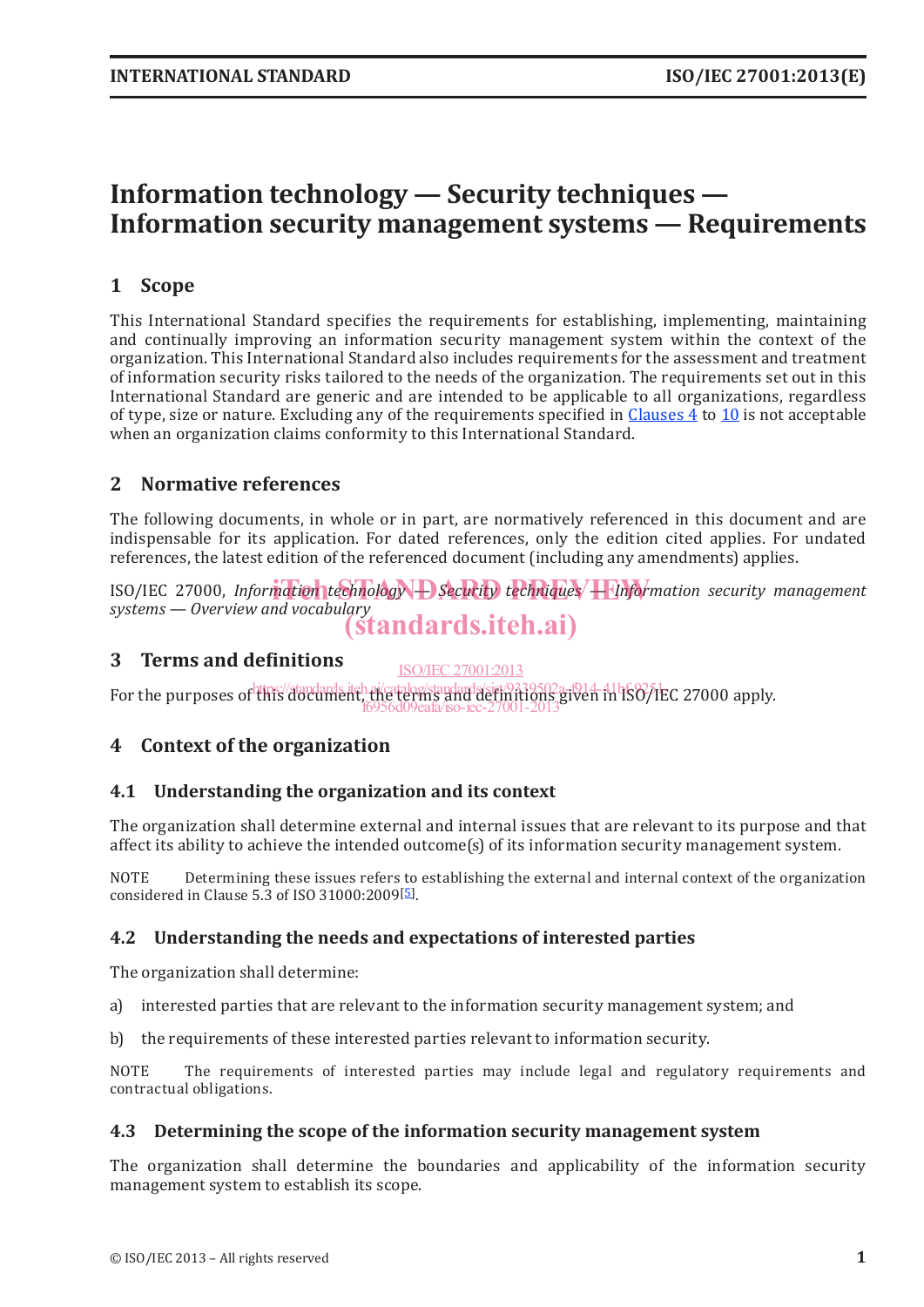# Information technology — Security techniques — Information security management systems — Requirements

## 1 Scope

This International Standard specifies the requirements for establishing, implementing, maintaining and continually improving an information security management system within the context of the organization. This International Standard also includes requirements for the assessment and treatment of information security risks tailored to the needs of the organization. The requirements set out in this International Standard are generic and are intended to be applicable to all organizations, regardless of type, size or nature. Excluding any of the requirements specified in Clauses 4 to 10 is not acceptable when an organization claims conformity to this International Standard.

## 2 Normative references

The following documents, in whole or in part, are normatively referenced in this document and are indispensable for its application. For dated references, only the edition cited applies. For undated references, the latest edition of the referenced document (including any amendments) applies.

ISO/IEC 27000, *Information technology — Security techniques — Information security management systems — Overview and vocabulary*

## 3 Terms and definitions

For the purposes of this document, the terms and definitions given in ISO/IEC 27000 apply.

## 4 Context of the organization

### 4.1 Understanding the organization and its context

The organization shall determine external and internal issues that are relevant to its purpose and that affect its ability to achieve the intended outcome(s) of its information security management system.

NOTE Determining these issues refers to establishing the external and internal context of the organization considered in Clause 5.3 of ISO 31000:2009[5].

### 4.2 Understanding the needs and expectations of interested parties

The organization shall determine:

a) interested parties that are relevant to the information security management system; and

b) the requirements of these interested parties relevant to information security.

NOTE The requirements of interested parties may include legal and regulatory requirements and contractual obligations.

### 4.3 Determining the scope of the information security management system

The organization shall determine the boundaries and applicability of the information security management system to establish its scope.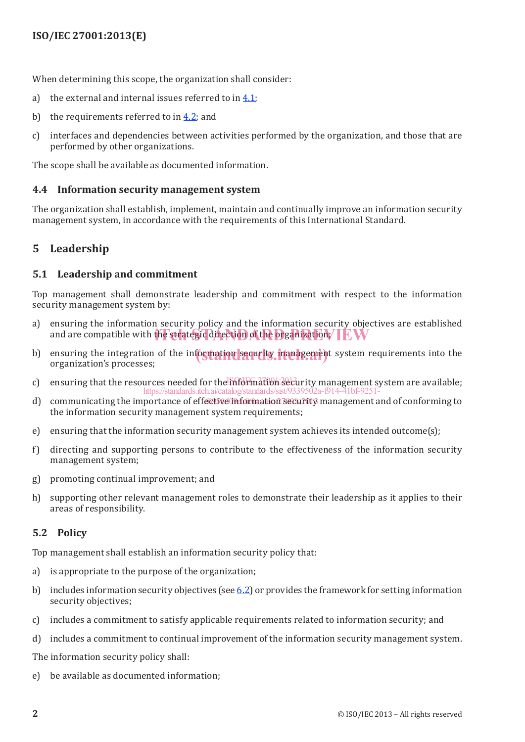When determining this scope, the organization shall consider:

a) the external and internal issues referred to in 4.1;

b) the requirements referred to in 4.2; and

c) interfaces and dependencies between activities performed by the organization, and those that are performed by other organizations.

The scope shall be available as documented information.

### 4.4 Information security management system

The organization shall establish, implement, maintain and continually improve an information security management system, in accordance with the requirements of this International Standard.

## 5 Leadership

### 5.1 Leadership and commitment

Top management shall demonstrate leadership and commitment with respect to the information security management system by:

a) ensuring the information security policy and the information security objectives are established and are compatible with the strategic direction of the organization;

b) ensuring the integration of the information security management system requirements into the organization's processes;

c) ensuring that the resources needed for the information security management system are available;

d) communicating the importance of effective information security management and of conforming to the information security management system requirements;

e) ensuring that the information security management system achieves its intended outcome(s);

f) directing and supporting persons to contribute to the effectiveness of the information security management system;

g) promoting continual improvement; and

h) supporting other relevant management roles to demonstrate their leadership as it applies to their areas of responsibility.

### 5.2 Policy

Top management shall establish an information security policy that:

a) is appropriate to the purpose of the organization;

b) includes information security objectives (see 6.2) or provides the framework for setting information security objectives;

c) includes a commitment to satisfy applicable requirements related to information security; and

d) includes a commitment to continual improvement of the information security management system.

The information security policy shall:

e) be available as documented information;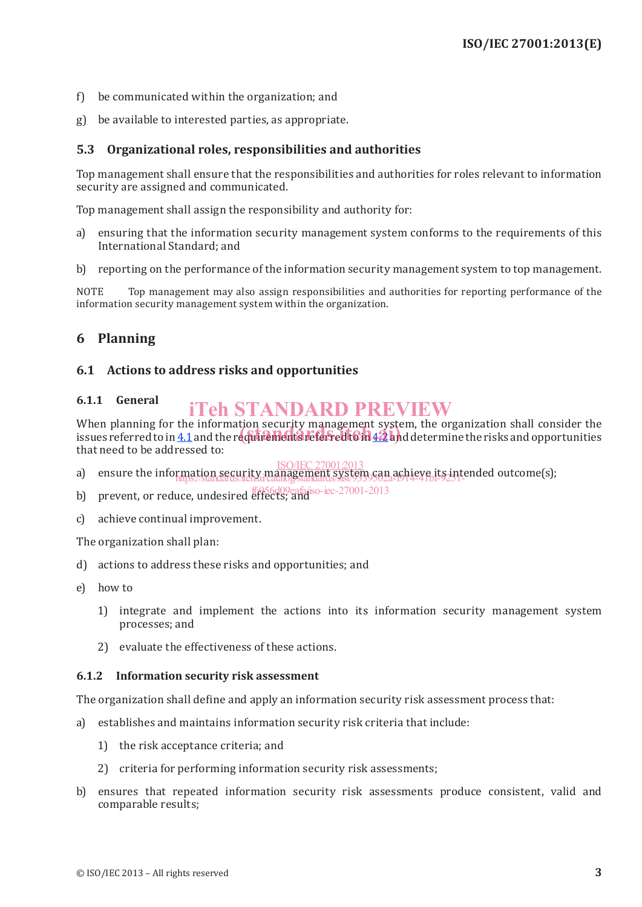f) be communicated within the organization; and

g) be available to interested parties, as appropriate.

### 5.3 Organizational roles, responsibilities and authorities

Top management shall ensure that the responsibilities and authorities for roles relevant to information security are assigned and communicated.

Top management shall assign the responsibility and authority for:

a) ensuring that the information security management system conforms to the requirements of this International Standard; and

b) reporting on the performance of the information security management system to top management.

NOTE Top management may also assign responsibilities and authorities for reporting performance of the information security management system within the organization.

## 6 Planning

### 6.1 Actions to address risks and opportunities

#### 6.1.1 General

When planning for the information security management system, the organization shall consider the issues referred to in 4.1 and the requirements referred to in 4.2 and determine the risks and opportunities that need to be addressed to:

a) ensure the information security management system can achieve its intended outcome(s);

b) prevent, or reduce, undesired effects; and

c) achieve continual improvement.

The organization shall plan:

d) actions to address these risks and opportunities; and

e) how to

   1) integrate and implement the actions into its information security management system processes; and

   2) evaluate the effectiveness of these actions.

#### 6.1.2 Information security risk assessment

The organization shall define and apply an information security risk assessment process that:

a) establishes and maintains information security risk criteria that include:

   1) the risk acceptance criteria; and

   2) criteria for performing information security risk assessments;

b) ensures that repeated information security risk assessments produce consistent, valid and comparable results;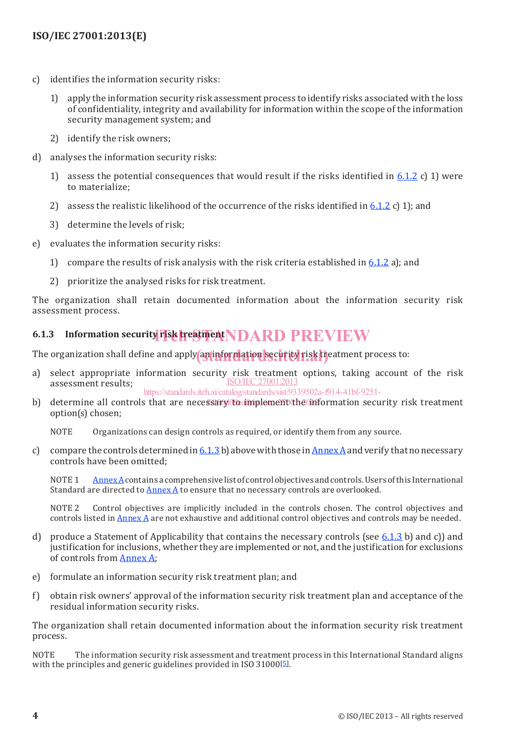c) identifies the information security risks:

   1) apply the information security risk assessment process to identify risks associated with the loss of confidentiality, integrity and availability for information within the scope of the information security management system; and

   2) identify the risk owners;

d) analyses the information security risks:

   1) assess the potential consequences that would result if the risks identified in 6.1.2 c) 1) were to materialize;

   2) assess the realistic likelihood of the occurrence of the risks identified in 6.1.2 c) 1); and

   3) determine the levels of risk;

e) evaluates the information security risks:

   1) compare the results of risk analysis with the risk criteria established in 6.1.2 a); and

   2) prioritize the analysed risks for risk treatment.

The organization shall retain documented information about the information security risk assessment process.

### 6.1.3 Information security risk treatment

The organization shall define and apply an information security risk treatment process to:

a) select appropriate information security risk treatment options, taking account of the risk assessment results;

b) determine all controls that are necessary to implement the information security risk treatment option(s) chosen;

   NOTE Organizations can design controls as required, or identify them from any source.

c) compare the controls determined in 6.1.3 b) above with those in Annex A and verify that no necessary controls have been omitted;

   NOTE 1 Annex A contains a comprehensive list of control objectives and controls. Users of this International Standard are directed to Annex A to ensure that no necessary controls are overlooked.

   NOTE 2 Control objectives are implicitly included in the controls chosen. The control objectives and controls listed in Annex A are not exhaustive and additional control objectives and controls may be needed.

d) produce a Statement of Applicability that contains the necessary controls (see 6.1.3 b) and c)) and justification for inclusions, whether they are implemented or not, and the justification for exclusions of controls from Annex A;

e) formulate an information security risk treatment plan; and

f) obtain risk owners' approval of the information security risk treatment plan and acceptance of the residual information security risks.

The organization shall retain documented information about the information security risk treatment process.

NOTE The information security risk assessment and treatment process in this International Standard aligns with the principles and generic guidelines provided in ISO 31000[5].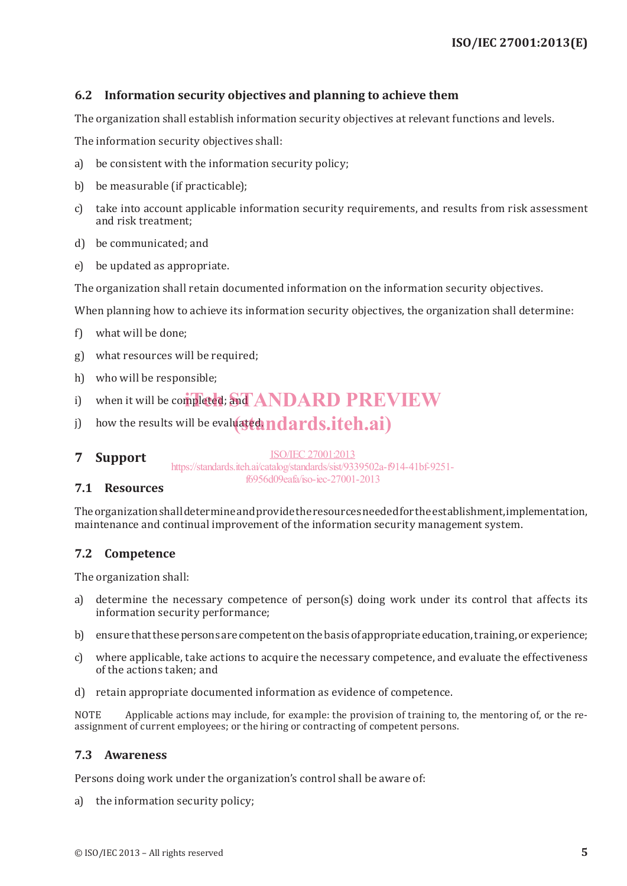### 6.2 Information security objectives and planning to achieve them

The organization shall establish information security objectives at relevant functions and levels.

The information security objectives shall:

a) be consistent with the information security policy;

b) be measurable (if practicable);

c) take into account applicable information security requirements, and results from risk assessment and risk treatment;

d) be communicated; and

e) be updated as appropriate.

The organization shall retain documented information on the information security objectives.

When planning how to achieve its information security objectives, the organization shall determine:

f) what will be done;

g) what resources will be required;

h) who will be responsible;

i) when it will be completed; and

j) how the results will be evaluated.

## 7 Support

### 7.1 Resources

The organization shall determine and provide the resources needed for the establishment, implementation, maintenance and continual improvement of the information security management system.

### 7.2 Competence

The organization shall:

a) determine the necessary competence of person(s) doing work under its control that affects its information security performance;

b) ensure that these persons are competent on the basis of appropriate education, training, or experience;

c) where applicable, take actions to acquire the necessary competence, and evaluate the effectiveness of the actions taken; and

d) retain appropriate documented information as evidence of competence.

NOTE Applicable actions may include, for example: the provision of training to, the mentoring of, or the re-assignment of current employees; or the hiring or contracting of competent persons.

### 7.3 Awareness

Persons doing work under the organization's control shall be aware of:

a) the information security policy;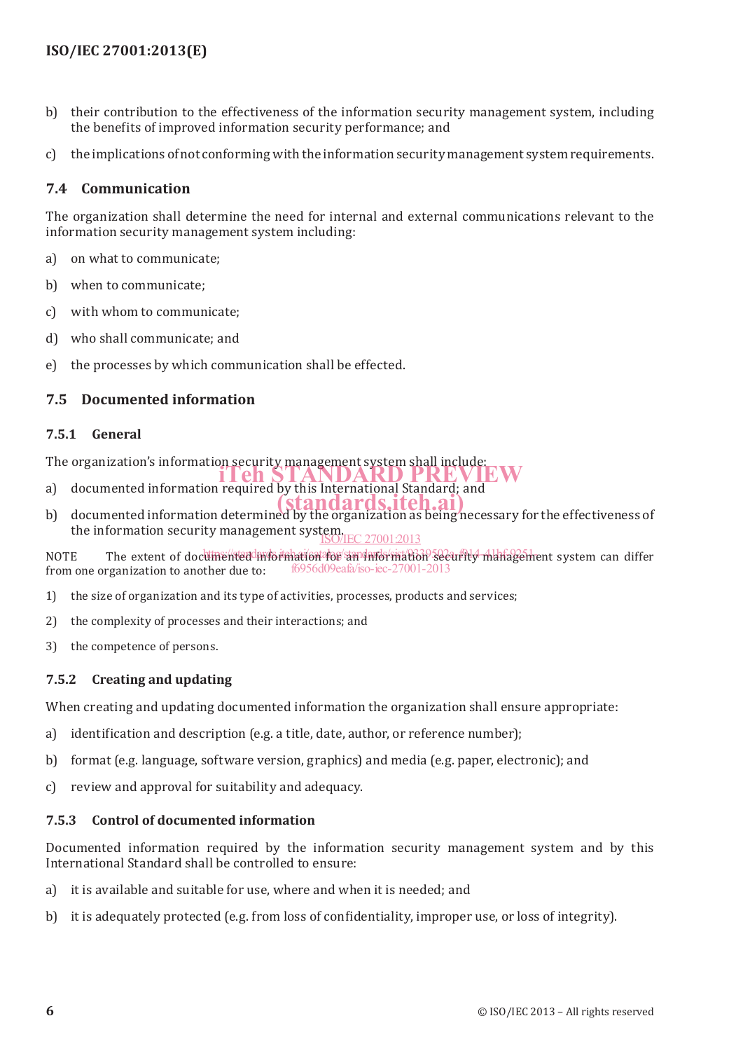b) their contribution to the effectiveness of the information security management system, including the benefits of improved information security performance; and

c) the implications of not conforming with the information security management system requirements.

### 7.4 Communication

The organization shall determine the need for internal and external communications relevant to the information security management system including:

a) on what to communicate;

b) when to communicate;

c) with whom to communicate;

d) who shall communicate; and

e) the processes by which communication shall be effected.

### 7.5 Documented information

#### 7.5.1 General

The organization's information security management system shall include:

a) documented information required by this International Standard; and

b) documented information determined by the organization as being necessary for the effectiveness of the information security management system.

NOTE The extent of documented information for an information security management system can differ from one organization to another due to:

1) the size of organization and its type of activities, processes, products and services;

2) the complexity of processes and their interactions; and

3) the competence of persons.

#### 7.5.2 Creating and updating

When creating and updating documented information the organization shall ensure appropriate:

a) identification and description (e.g. a title, date, author, or reference number);

b) format (e.g. language, software version, graphics) and media (e.g. paper, electronic); and

c) review and approval for suitability and adequacy.

#### 7.5.3 Control of documented information

Documented information required by the information security management system and by this International Standard shall be controlled to ensure:

a) it is available and suitable for use, where and when it is needed; and

b) it is adequately protected (e.g. from loss of confidentiality, improper use, or loss of integrity).